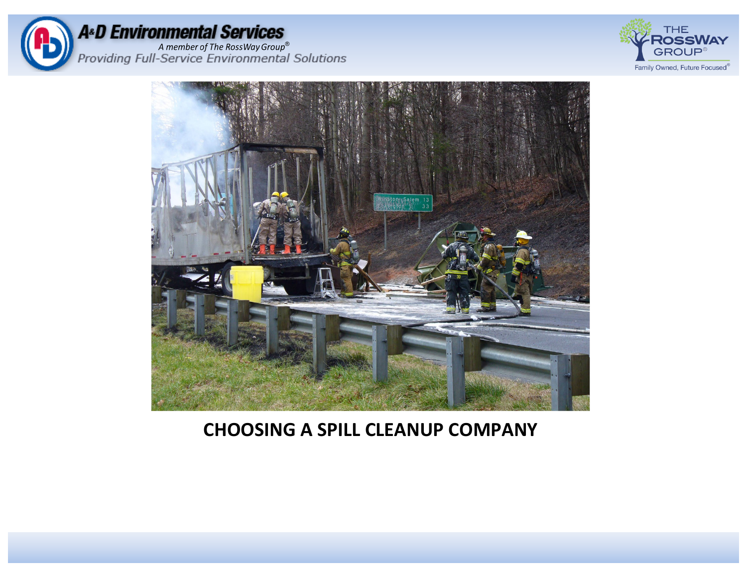# CHOOSING A SPILL CLEANUP COMPANY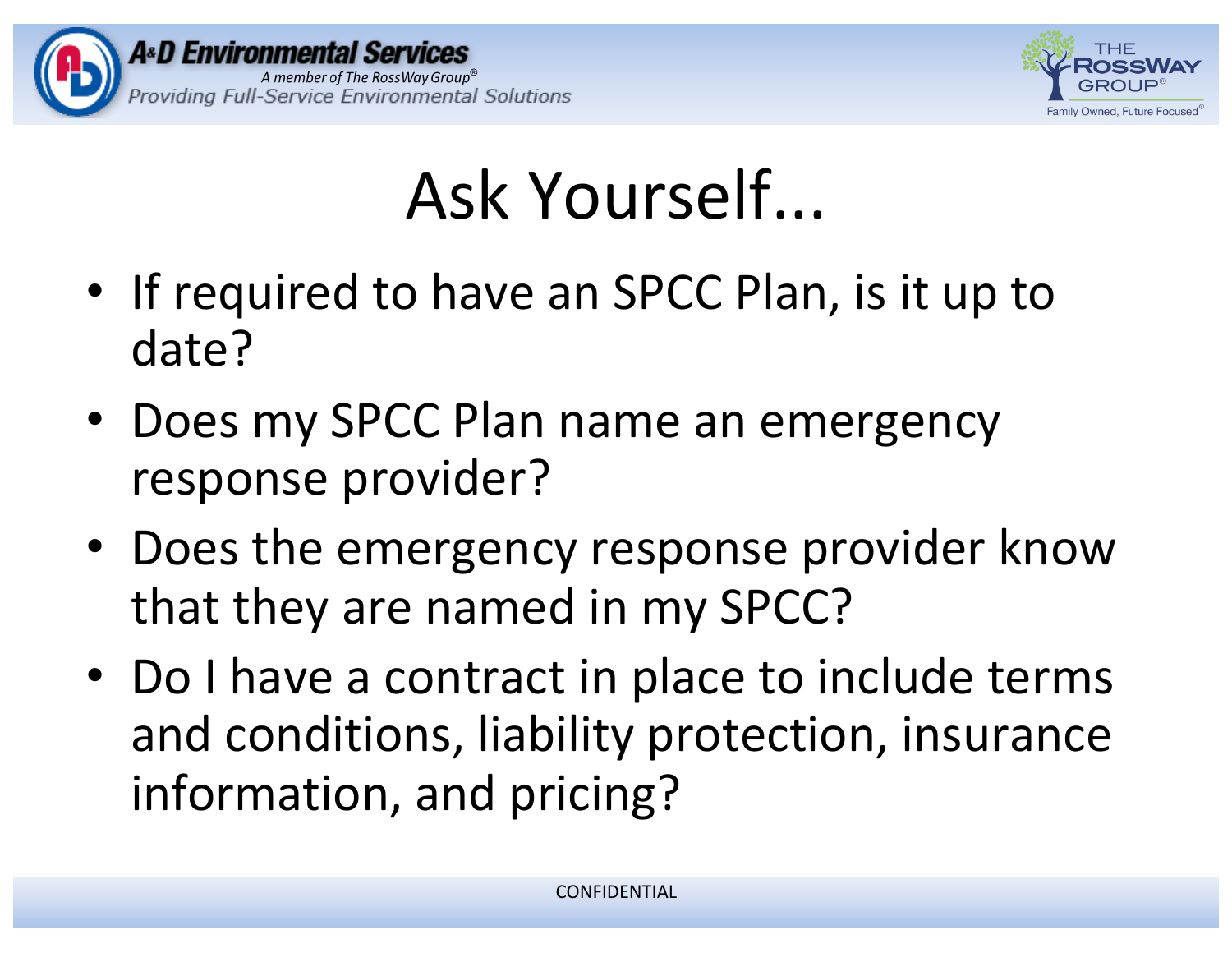# Ask Yourself...

- If required to have an SPCC Plan, is it up to date?
- Does my SPCC Plan name an emergency response provider?
- Does the emergency response provider know that they are named in my SPCC?
- Do I have a contract in place to include terms and conditions, liability protection, insurance information, and pricing?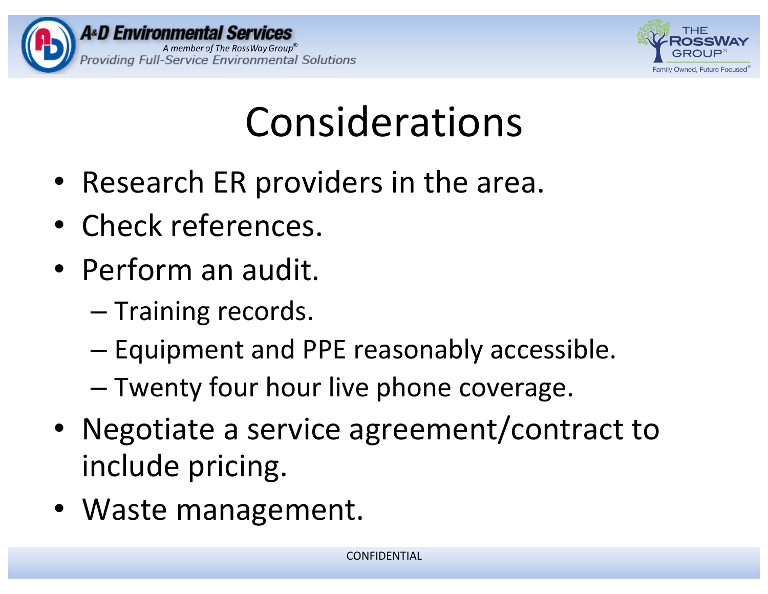# Considerations

- Research ER providers in the area.
- Check references.
- Perform an audit.
  - Training records.
  - Equipment and PPE reasonably accessible.
  - Twenty four hour live phone coverage.
- Negotiate a service agreement/contract to include pricing.
- Waste management.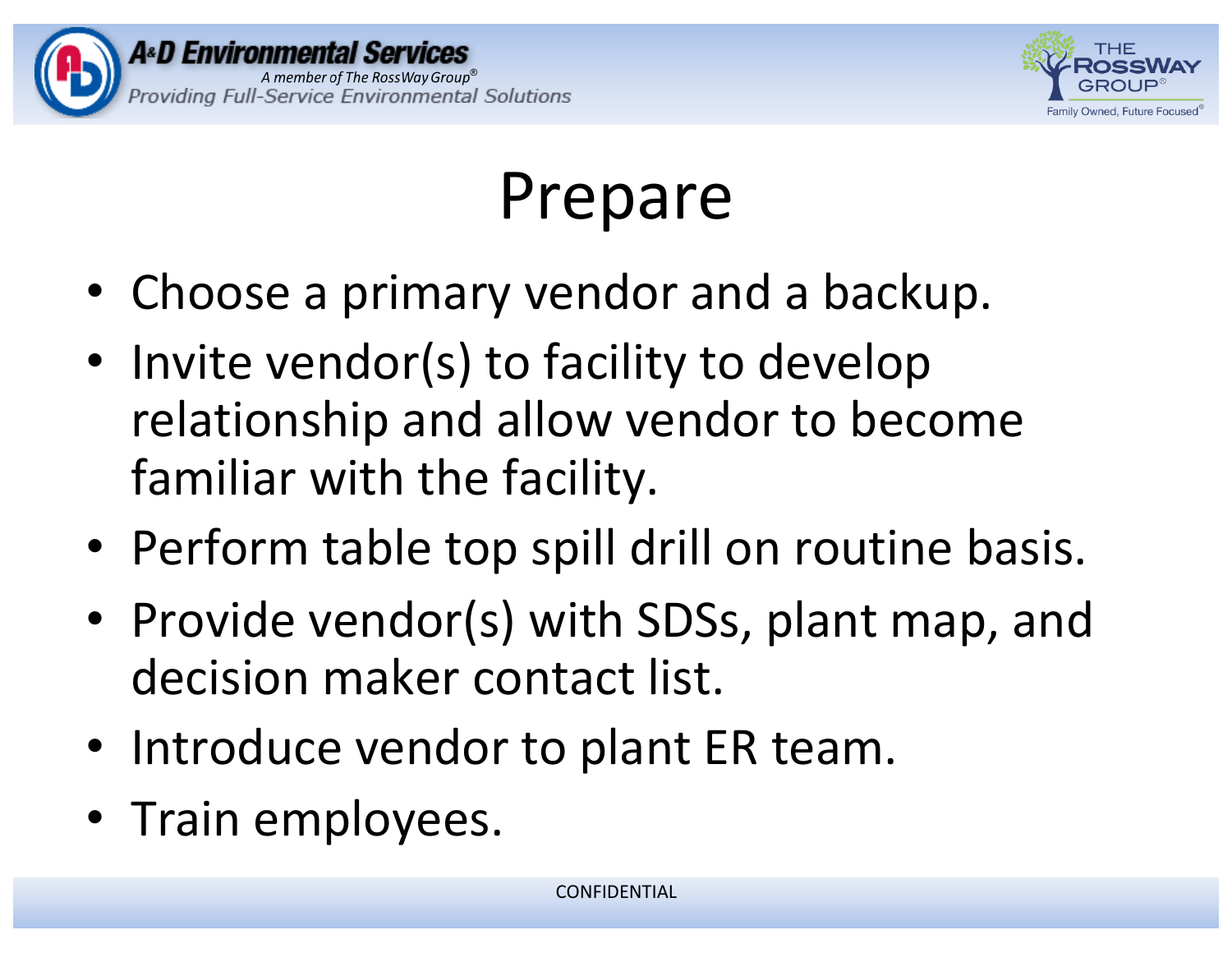# Prepare

- Choose a primary vendor and a backup.
- Invite vendor(s) to facility to develop relationship and allow vendor to become familiar with the facility.
- Perform table top spill drill on routine basis.
- Provide vendor(s) with SDSs, plant map, and decision maker contact list.
- Introduce vendor to plant ER team.
- Train employees.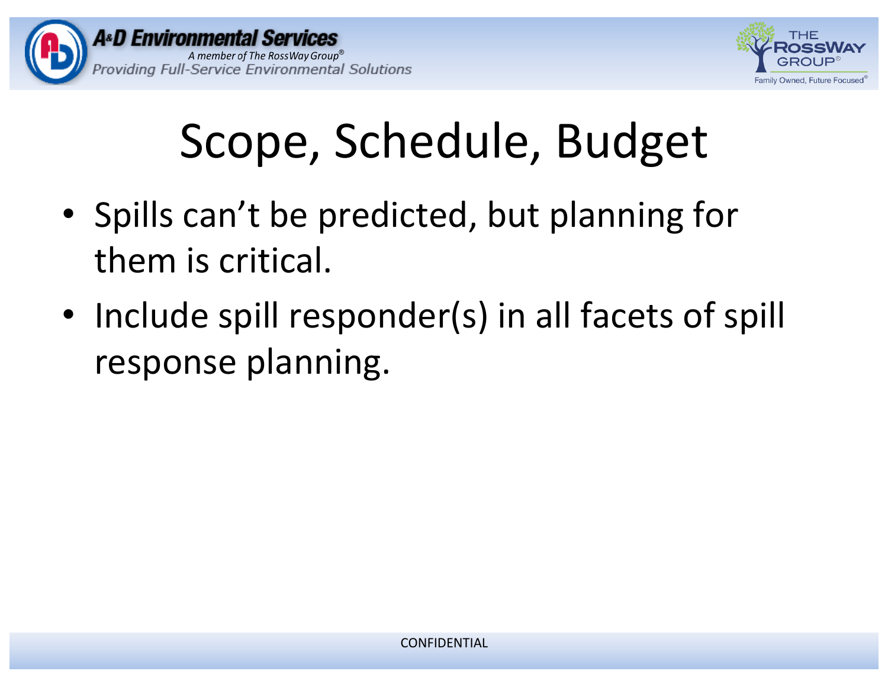# Scope, Schedule, Budget

- Spills can't be predicted, but planning for them is critical.
- Include spill responder(s) in all facets of spill response planning.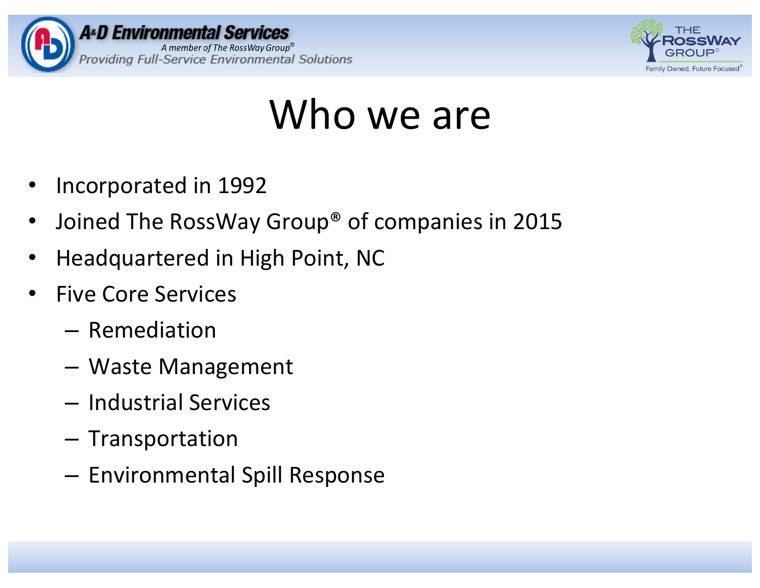# Who we are

- Incorporated in 1992
- Joined The RossWay Group® of companies in 2015
- Headquartered in High Point, NC
- Five Core Services
  - Remediation
  - Waste Management
  - Industrial Services
  - Transportation
  - Environmental Spill Response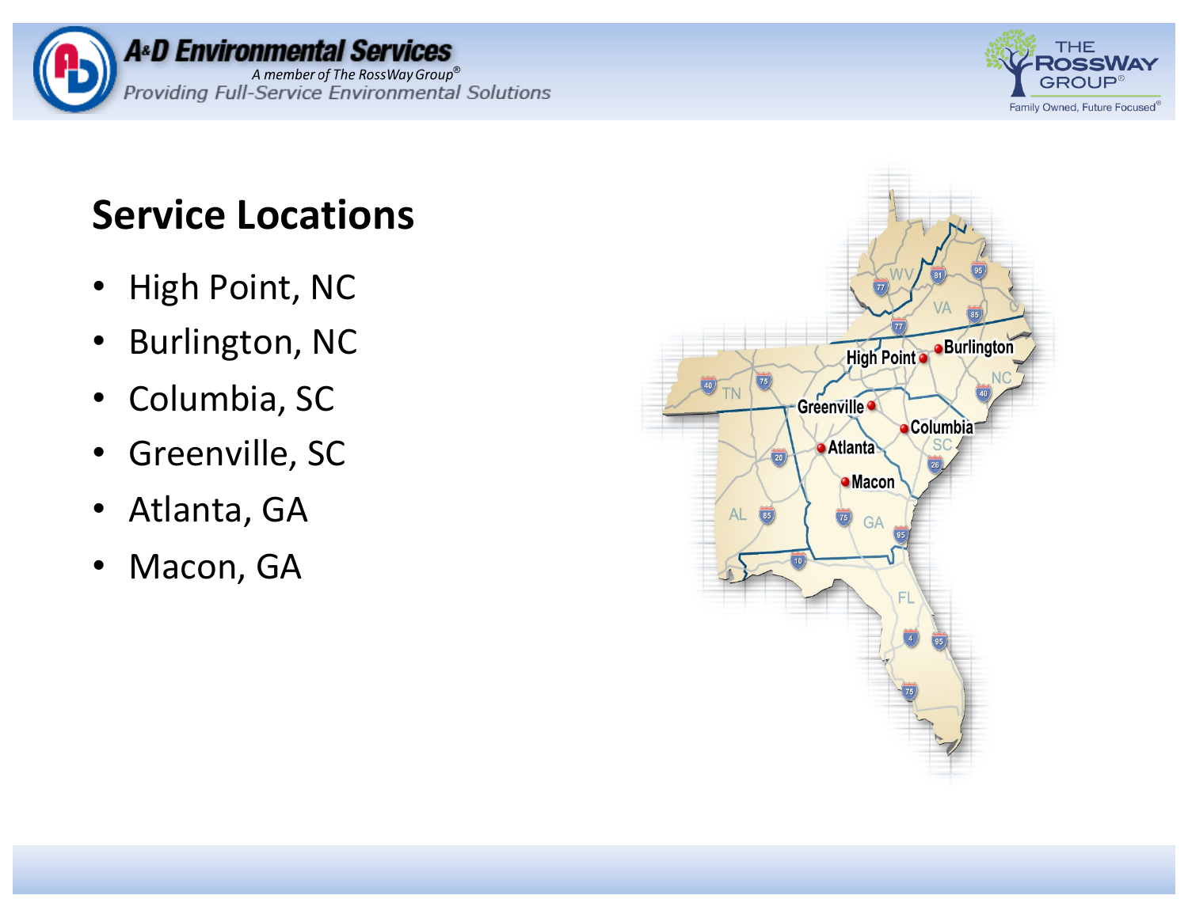## Service Locations

- High Point, NC
- Burlington, NC
- Columbia, SC
- Greenville, SC
- Atlanta, GA
- Macon, GA